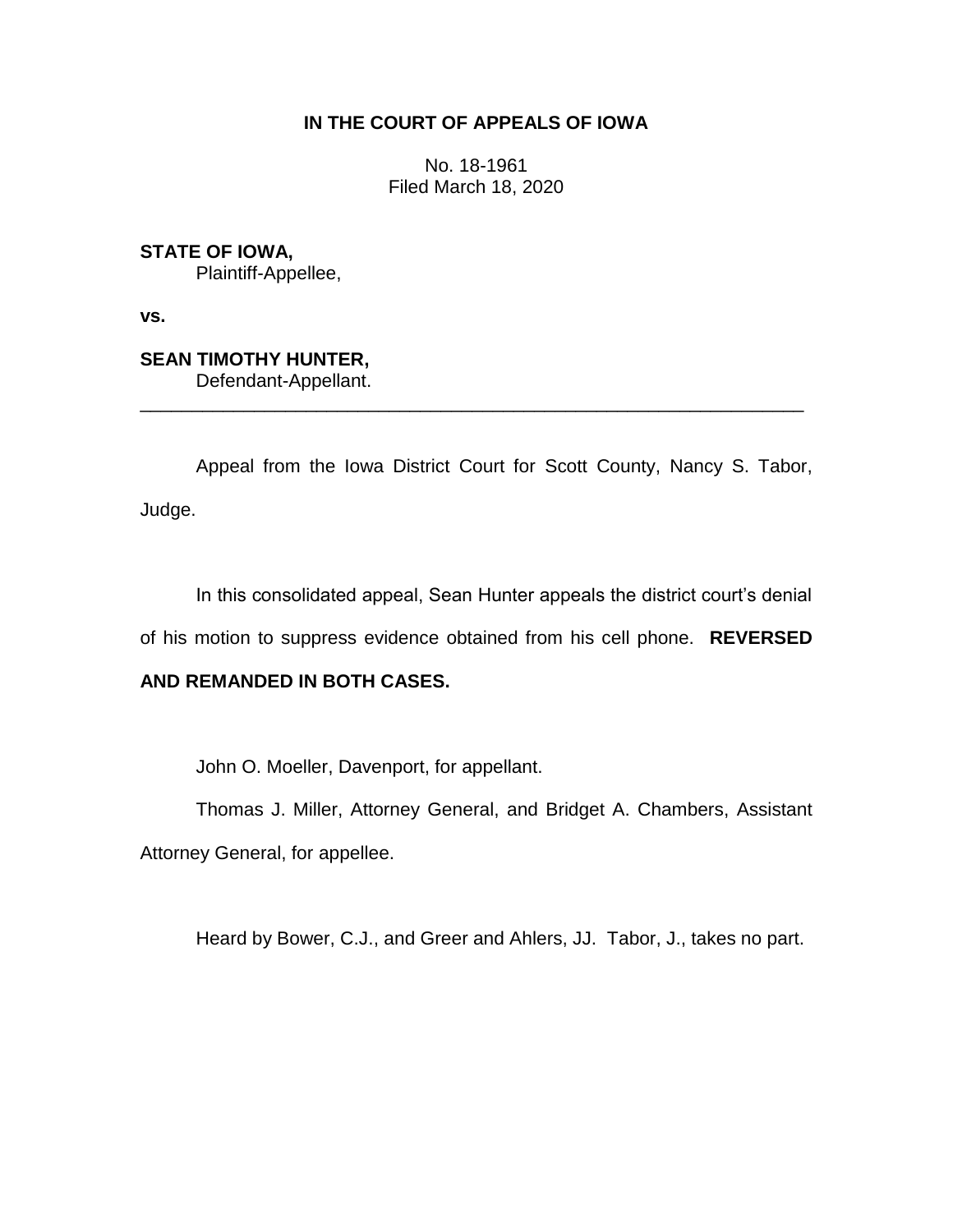**IN THE COURT OF APPEALS OF IOWA**

No. 18-1961
Filed March 18, 2020

**STATE OF IOWA,**
Plaintiff-Appellee,

**vs.**

**SEAN TIMOTHY HUNTER,**
Defendant-Appellant.

---

Appeal from the Iowa District Court for Scott County, Nancy S. Tabor, Judge.

In this consolidated appeal, Sean Hunter appeals the district court's denial of his motion to suppress evidence obtained from his cell phone. **REVERSED AND REMANDED IN BOTH CASES.**

John O. Moeller, Davenport, for appellant.

Thomas J. Miller, Attorney General, and Bridget A. Chambers, Assistant Attorney General, for appellee.

Heard by Bower, C.J., and Greer and Ahlers, JJ. Tabor, J., takes no part.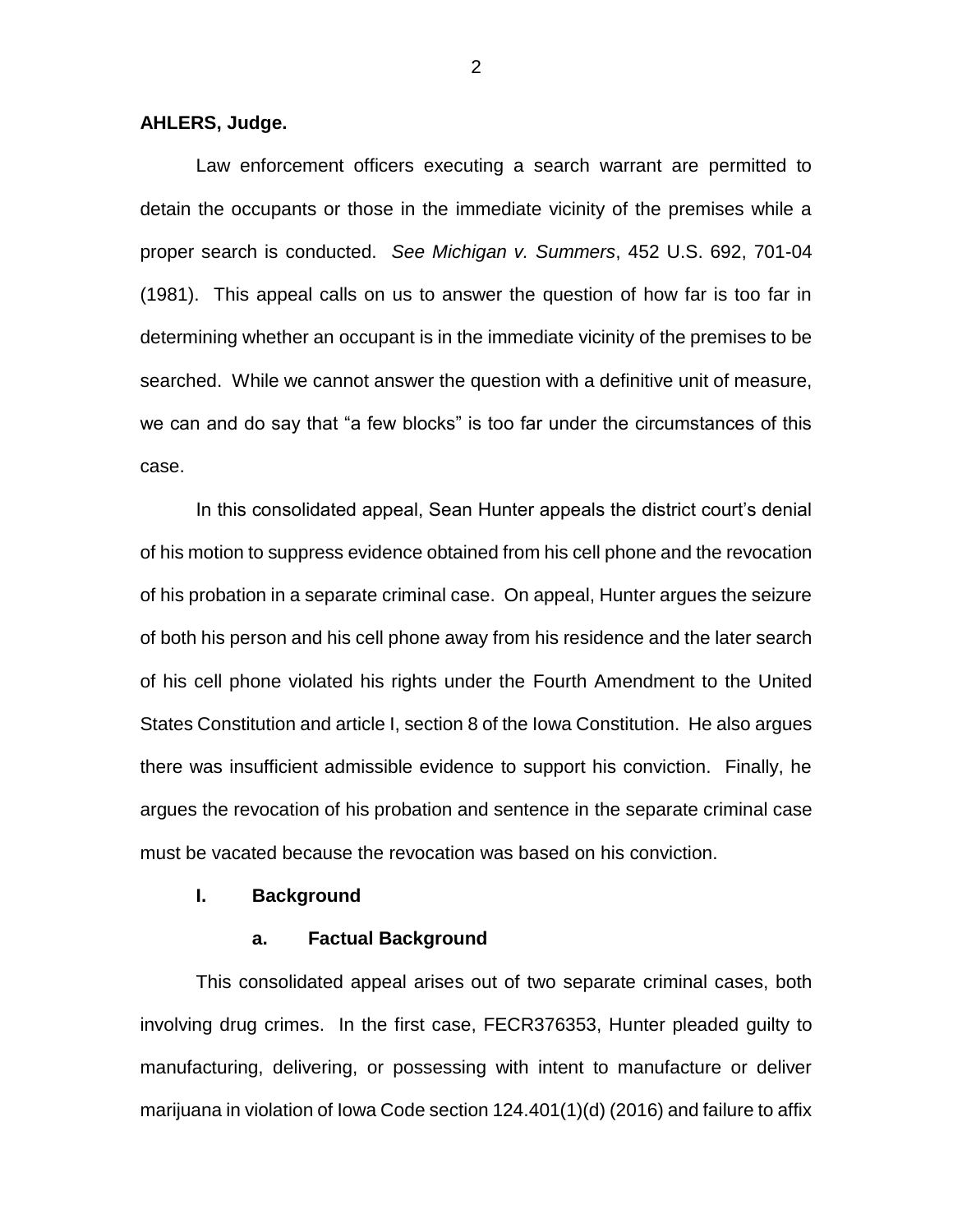**AHLERS, Judge.**

Law enforcement officers executing a search warrant are permitted to detain the occupants or those in the immediate vicinity of the premises while a proper search is conducted. *See Michigan v. Summers*, 452 U.S. 692, 701-04 (1981). This appeal calls on us to answer the question of how far is too far in determining whether an occupant is in the immediate vicinity of the premises to be searched. While we cannot answer the question with a definitive unit of measure, we can and do say that "a few blocks" is too far under the circumstances of this case.

In this consolidated appeal, Sean Hunter appeals the district court's denial of his motion to suppress evidence obtained from his cell phone and the revocation of his probation in a separate criminal case. On appeal, Hunter argues the seizure of both his person and his cell phone away from his residence and the later search of his cell phone violated his rights under the Fourth Amendment to the United States Constitution and article I, section 8 of the Iowa Constitution. He also argues there was insufficient admissible evidence to support his conviction. Finally, he argues the revocation of his probation and sentence in the separate criminal case must be vacated because the revocation was based on his conviction.

## I. Background

### a. Factual Background

This consolidated appeal arises out of two separate criminal cases, both involving drug crimes. In the first case, FECR376353, Hunter pleaded guilty to manufacturing, delivering, or possessing with intent to manufacture or deliver marijuana in violation of Iowa Code section 124.401(1)(d) (2016) and failure to affix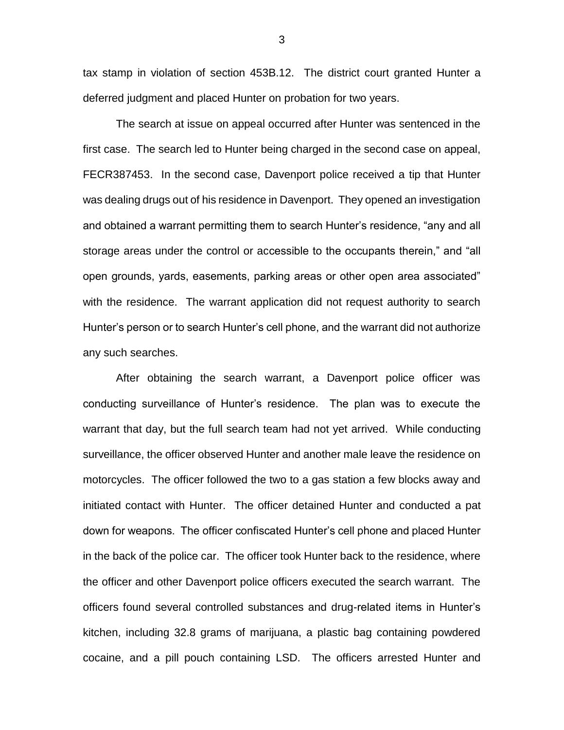tax stamp in violation of section 453B.12. The district court granted Hunter a deferred judgment and placed Hunter on probation for two years.

The search at issue on appeal occurred after Hunter was sentenced in the first case. The search led to Hunter being charged in the second case on appeal, FECR387453. In the second case, Davenport police received a tip that Hunter was dealing drugs out of his residence in Davenport. They opened an investigation and obtained a warrant permitting them to search Hunter's residence, "any and all storage areas under the control or accessible to the occupants therein," and "all open grounds, yards, easements, parking areas or other open area associated" with the residence. The warrant application did not request authority to search Hunter's person or to search Hunter's cell phone, and the warrant did not authorize any such searches.

After obtaining the search warrant, a Davenport police officer was conducting surveillance of Hunter's residence. The plan was to execute the warrant that day, but the full search team had not yet arrived. While conducting surveillance, the officer observed Hunter and another male leave the residence on motorcycles. The officer followed the two to a gas station a few blocks away and initiated contact with Hunter. The officer detained Hunter and conducted a pat down for weapons. The officer confiscated Hunter's cell phone and placed Hunter in the back of the police car. The officer took Hunter back to the residence, where the officer and other Davenport police officers executed the search warrant. The officers found several controlled substances and drug-related items in Hunter's kitchen, including 32.8 grams of marijuana, a plastic bag containing powdered cocaine, and a pill pouch containing LSD. The officers arrested Hunter and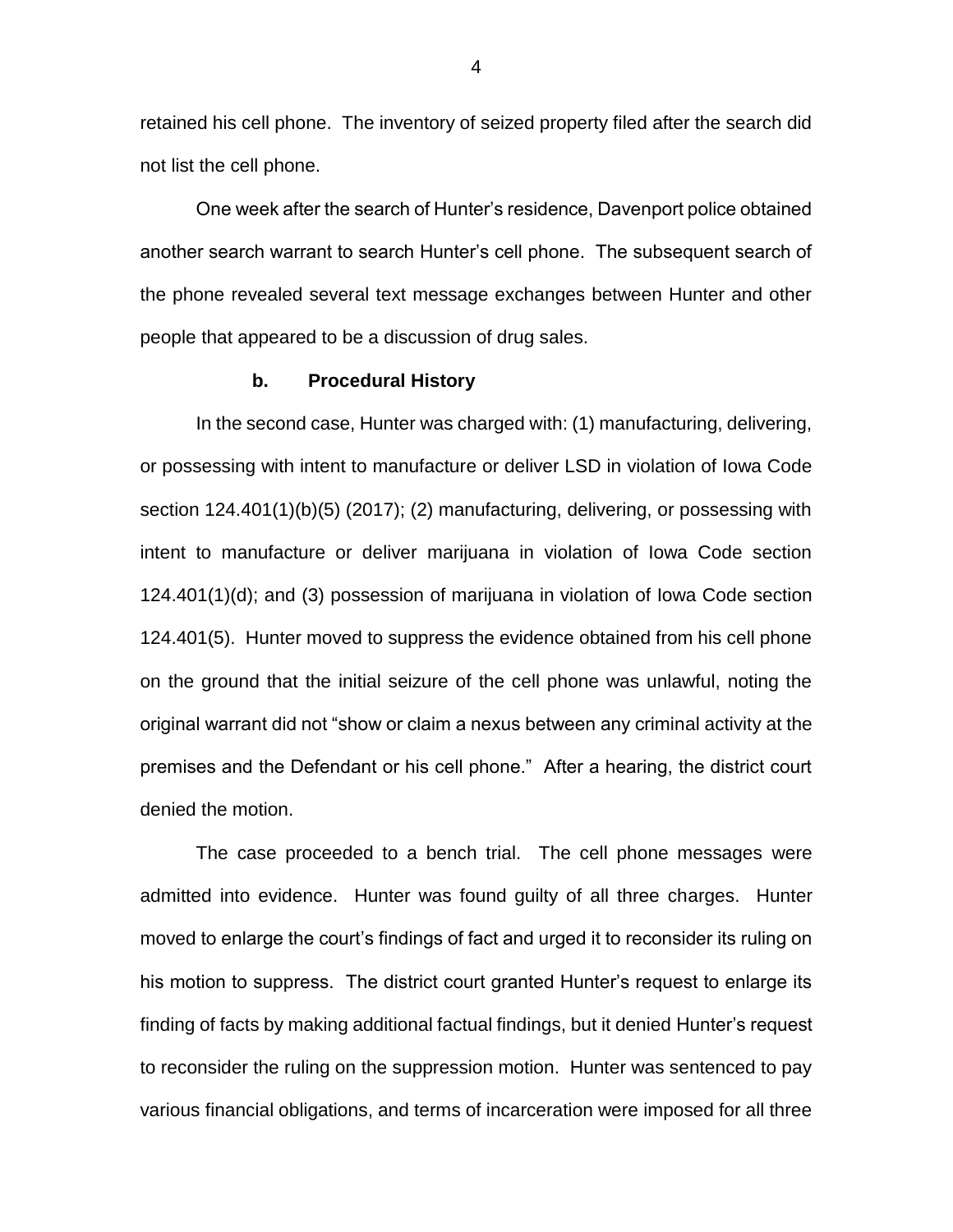retained his cell phone. The inventory of seized property filed after the search did not list the cell phone.

One week after the search of Hunter's residence, Davenport police obtained another search warrant to search Hunter's cell phone. The subsequent search of the phone revealed several text message exchanges between Hunter and other people that appeared to be a discussion of drug sales.

### b. Procedural History

In the second case, Hunter was charged with: (1) manufacturing, delivering, or possessing with intent to manufacture or deliver LSD in violation of Iowa Code section 124.401(1)(b)(5) (2017); (2) manufacturing, delivering, or possessing with intent to manufacture or deliver marijuana in violation of Iowa Code section 124.401(1)(d); and (3) possession of marijuana in violation of Iowa Code section 124.401(5). Hunter moved to suppress the evidence obtained from his cell phone on the ground that the initial seizure of the cell phone was unlawful, noting the original warrant did not "show or claim a nexus between any criminal activity at the premises and the Defendant or his cell phone." After a hearing, the district court denied the motion.

The case proceeded to a bench trial. The cell phone messages were admitted into evidence. Hunter was found guilty of all three charges. Hunter moved to enlarge the court's findings of fact and urged it to reconsider its ruling on his motion to suppress. The district court granted Hunter's request to enlarge its finding of facts by making additional factual findings, but it denied Hunter's request to reconsider the ruling on the suppression motion. Hunter was sentenced to pay various financial obligations, and terms of incarceration were imposed for all three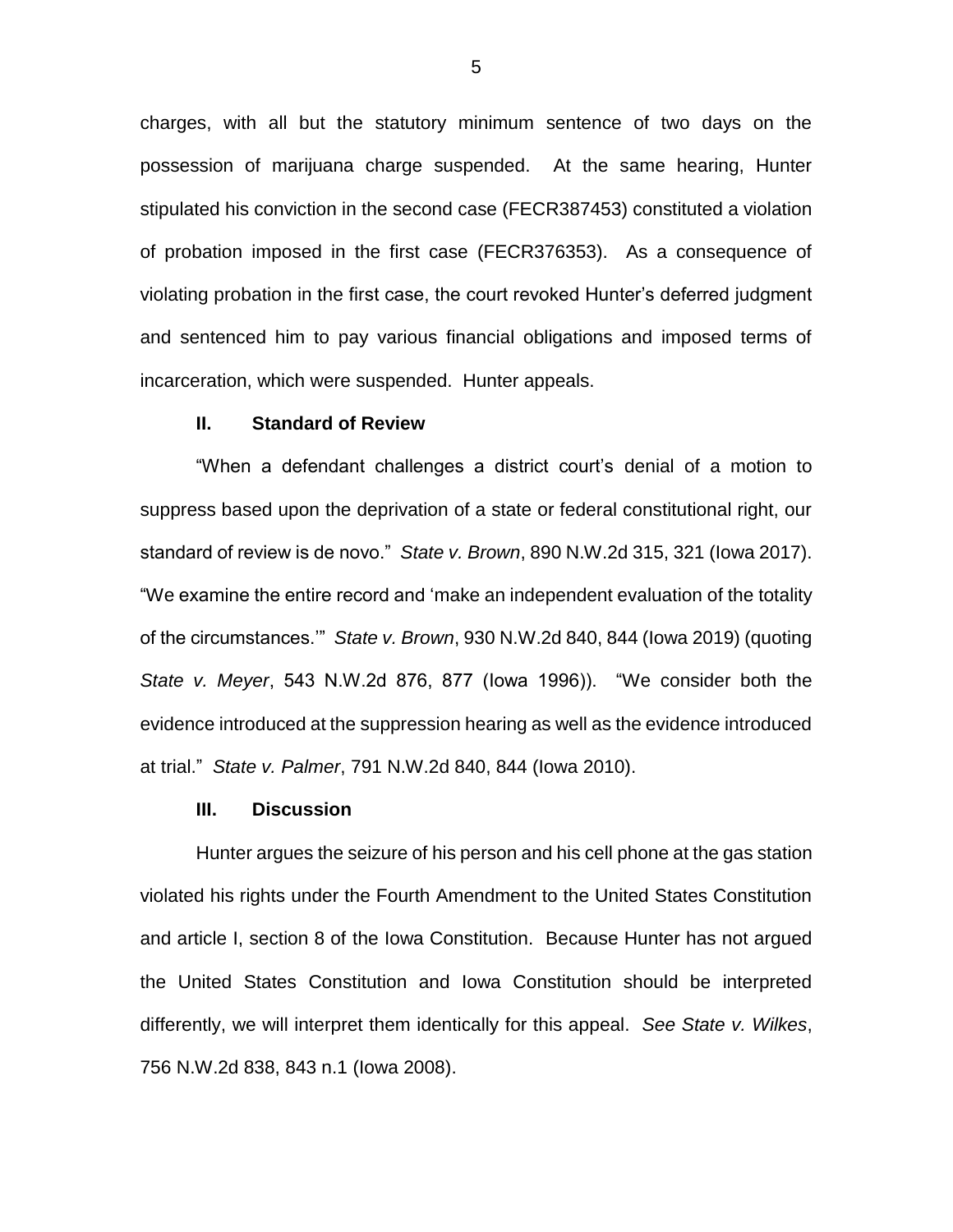charges, with all but the statutory minimum sentence of two days on the possession of marijuana charge suspended. At the same hearing, Hunter stipulated his conviction in the second case (FECR387453) constituted a violation of probation imposed in the first case (FECR376353). As a consequence of violating probation in the first case, the court revoked Hunter's deferred judgment and sentenced him to pay various financial obligations and imposed terms of incarceration, which were suspended. Hunter appeals.

## II. Standard of Review

"When a defendant challenges a district court's denial of a motion to suppress based upon the deprivation of a state or federal constitutional right, our standard of review is de novo." *State v. Brown*, 890 N.W.2d 315, 321 (Iowa 2017). "We examine the entire record and 'make an independent evaluation of the totality of the circumstances.'" *State v. Brown*, 930 N.W.2d 840, 844 (Iowa 2019) (quoting *State v. Meyer*, 543 N.W.2d 876, 877 (Iowa 1996)). "We consider both the evidence introduced at the suppression hearing as well as the evidence introduced at trial." *State v. Palmer*, 791 N.W.2d 840, 844 (Iowa 2010).

## III. Discussion

Hunter argues the seizure of his person and his cell phone at the gas station violated his rights under the Fourth Amendment to the United States Constitution and article I, section 8 of the Iowa Constitution. Because Hunter has not argued the United States Constitution and Iowa Constitution should be interpreted differently, we will interpret them identically for this appeal. *See State v. Wilkes*, 756 N.W.2d 838, 843 n.1 (Iowa 2008).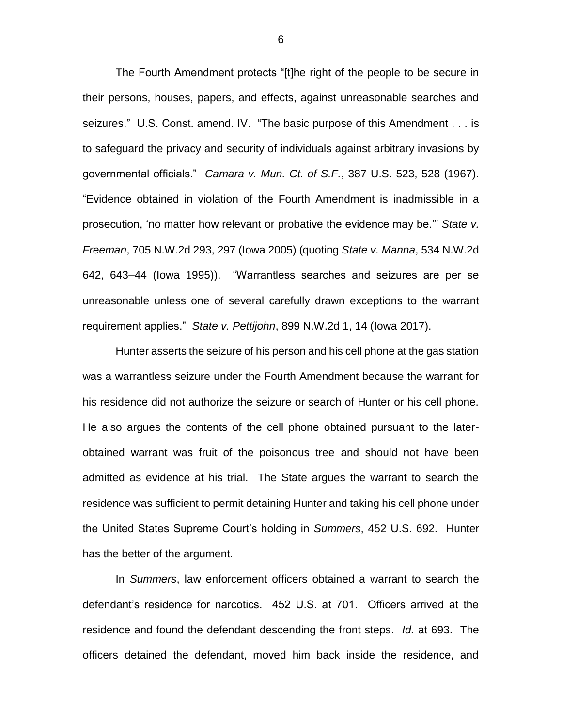The Fourth Amendment protects "[t]he right of the people to be secure in their persons, houses, papers, and effects, against unreasonable searches and seizures." U.S. Const. amend. IV. "The basic purpose of this Amendment . . . is to safeguard the privacy and security of individuals against arbitrary invasions by governmental officials." *Camara v. Mun. Ct. of S.F.*, 387 U.S. 523, 528 (1967). "Evidence obtained in violation of the Fourth Amendment is inadmissible in a prosecution, 'no matter how relevant or probative the evidence may be.'" *State v. Freeman*, 705 N.W.2d 293, 297 (Iowa 2005) (quoting *State v. Manna*, 534 N.W.2d 642, 643–44 (Iowa 1995)). "Warrantless searches and seizures are per se unreasonable unless one of several carefully drawn exceptions to the warrant requirement applies." *State v. Pettijohn*, 899 N.W.2d 1, 14 (Iowa 2017).

Hunter asserts the seizure of his person and his cell phone at the gas station was a warrantless seizure under the Fourth Amendment because the warrant for his residence did not authorize the seizure or search of Hunter or his cell phone. He also argues the contents of the cell phone obtained pursuant to the later-obtained warrant was fruit of the poisonous tree and should not have been admitted as evidence at his trial. The State argues the warrant to search the residence was sufficient to permit detaining Hunter and taking his cell phone under the United States Supreme Court's holding in *Summers*, 452 U.S. 692. Hunter has the better of the argument.

In *Summers*, law enforcement officers obtained a warrant to search the defendant's residence for narcotics. 452 U.S. at 701. Officers arrived at the residence and found the defendant descending the front steps. *Id.* at 693. The officers detained the defendant, moved him back inside the residence, and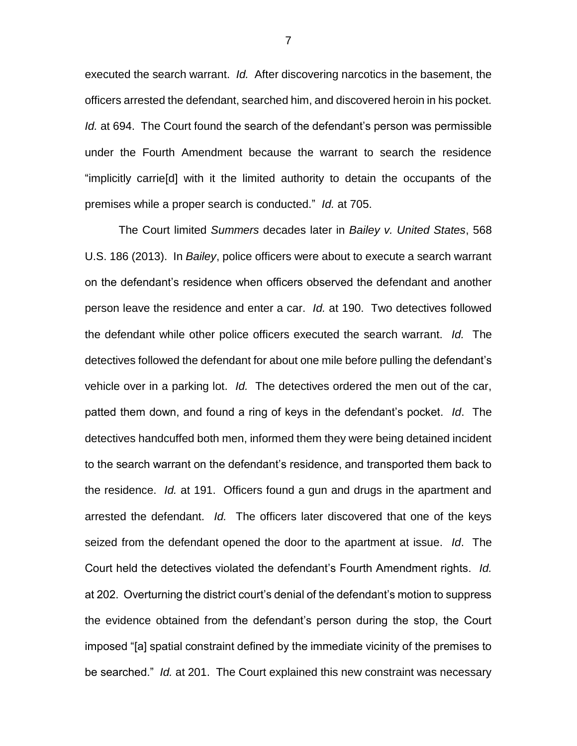executed the search warrant. *Id.* After discovering narcotics in the basement, the officers arrested the defendant, searched him, and discovered heroin in his pocket. *Id.* at 694. The Court found the search of the defendant's person was permissible under the Fourth Amendment because the warrant to search the residence "implicitly carrie[d] with it the limited authority to detain the occupants of the premises while a proper search is conducted." *Id.* at 705.

The Court limited *Summers* decades later in *Bailey v. United States*, 568 U.S. 186 (2013). In *Bailey*, police officers were about to execute a search warrant on the defendant's residence when officers observed the defendant and another person leave the residence and enter a car. *Id.* at 190. Two detectives followed the defendant while other police officers executed the search warrant. *Id.* The detectives followed the defendant for about one mile before pulling the defendant's vehicle over in a parking lot. *Id.* The detectives ordered the men out of the car, patted them down, and found a ring of keys in the defendant's pocket. *Id*. The detectives handcuffed both men, informed them they were being detained incident to the search warrant on the defendant's residence, and transported them back to the residence. *Id.* at 191. Officers found a gun and drugs in the apartment and arrested the defendant. *Id.* The officers later discovered that one of the keys seized from the defendant opened the door to the apartment at issue. *Id*. The Court held the detectives violated the defendant's Fourth Amendment rights. *Id.* at 202. Overturning the district court's denial of the defendant's motion to suppress the evidence obtained from the defendant's person during the stop, the Court imposed "[a] spatial constraint defined by the immediate vicinity of the premises to be searched." *Id.* at 201. The Court explained this new constraint was necessary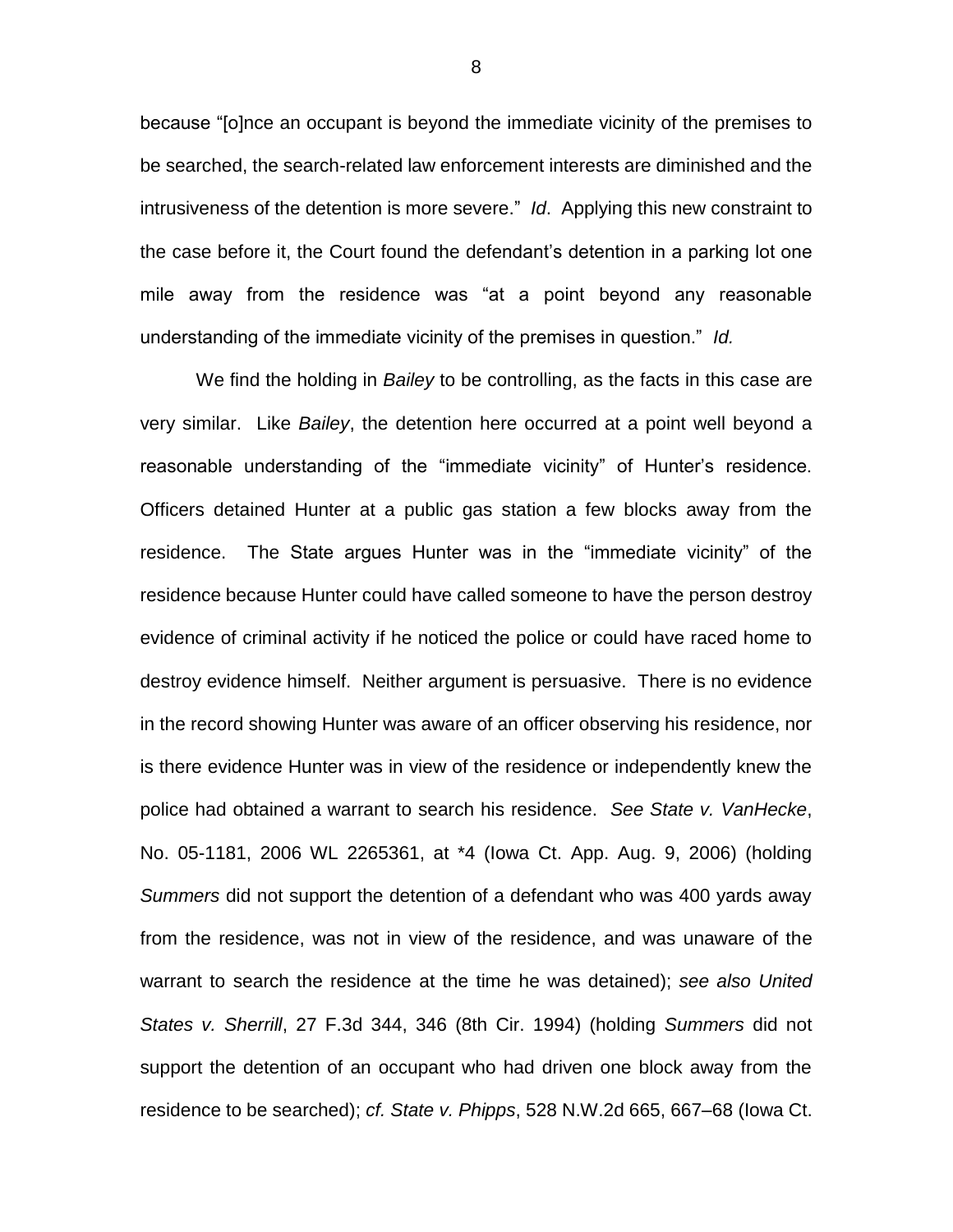because "[o]nce an occupant is beyond the immediate vicinity of the premises to be searched, the search-related law enforcement interests are diminished and the intrusiveness of the detention is more severe." *Id*. Applying this new constraint to the case before it, the Court found the defendant's detention in a parking lot one mile away from the residence was "at a point beyond any reasonable understanding of the immediate vicinity of the premises in question." *Id.*

We find the holding in *Bailey* to be controlling, as the facts in this case are very similar. Like *Bailey*, the detention here occurred at a point well beyond a reasonable understanding of the "immediate vicinity" of Hunter's residence. Officers detained Hunter at a public gas station a few blocks away from the residence. The State argues Hunter was in the "immediate vicinity" of the residence because Hunter could have called someone to have the person destroy evidence of criminal activity if he noticed the police or could have raced home to destroy evidence himself. Neither argument is persuasive. There is no evidence in the record showing Hunter was aware of an officer observing his residence, nor is there evidence Hunter was in view of the residence or independently knew the police had obtained a warrant to search his residence. *See State v. VanHecke*, No. 05-1181, 2006 WL 2265361, at *4 (Iowa Ct. App. Aug. 9, 2006) (holding *Summers* did not support the detention of a defendant who was 400 yards away from the residence, was not in view of the residence, and was unaware of the warrant to search the residence at the time he was detained); *see also United States v. Sherrill*, 27 F.3d 344, 346 (8th Cir. 1994) (holding *Summers* did not support the detention of an occupant who had driven one block away from the residence to be searched); *cf. State v. Phipps*, 528 N.W.2d 665, 667–68 (Iowa Ct.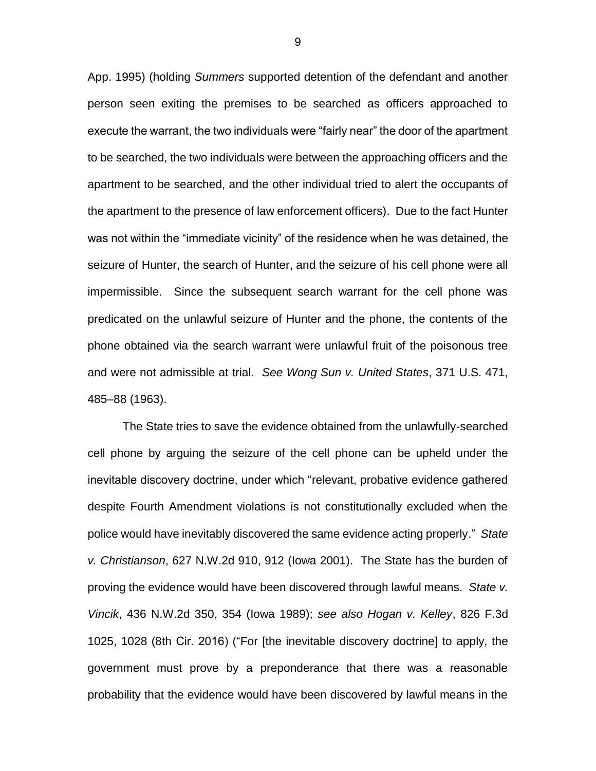App. 1995) (holding *Summers* supported detention of the defendant and another person seen exiting the premises to be searched as officers approached to execute the warrant, the two individuals were "fairly near" the door of the apartment to be searched, the two individuals were between the approaching officers and the apartment to be searched, and the other individual tried to alert the occupants of the apartment to the presence of law enforcement officers). Due to the fact Hunter was not within the "immediate vicinity" of the residence when he was detained, the seizure of Hunter, the search of Hunter, and the seizure of his cell phone were all impermissible. Since the subsequent search warrant for the cell phone was predicated on the unlawful seizure of Hunter and the phone, the contents of the phone obtained via the search warrant were unlawful fruit of the poisonous tree and were not admissible at trial. *See Wong Sun v. United States*, 371 U.S. 471, 485–88 (1963).

The State tries to save the evidence obtained from the unlawfully-searched cell phone by arguing the seizure of the cell phone can be upheld under the inevitable discovery doctrine, under which "relevant, probative evidence gathered despite Fourth Amendment violations is not constitutionally excluded when the police would have inevitably discovered the same evidence acting properly." *State v. Christianson*, 627 N.W.2d 910, 912 (Iowa 2001). The State has the burden of proving the evidence would have been discovered through lawful means. *State v. Vincik*, 436 N.W.2d 350, 354 (Iowa 1989); *see also Hogan v. Kelley*, 826 F.3d 1025, 1028 (8th Cir. 2016) ("For [the inevitable discovery doctrine] to apply, the government must prove by a preponderance that there was a reasonable probability that the evidence would have been discovered by lawful means in the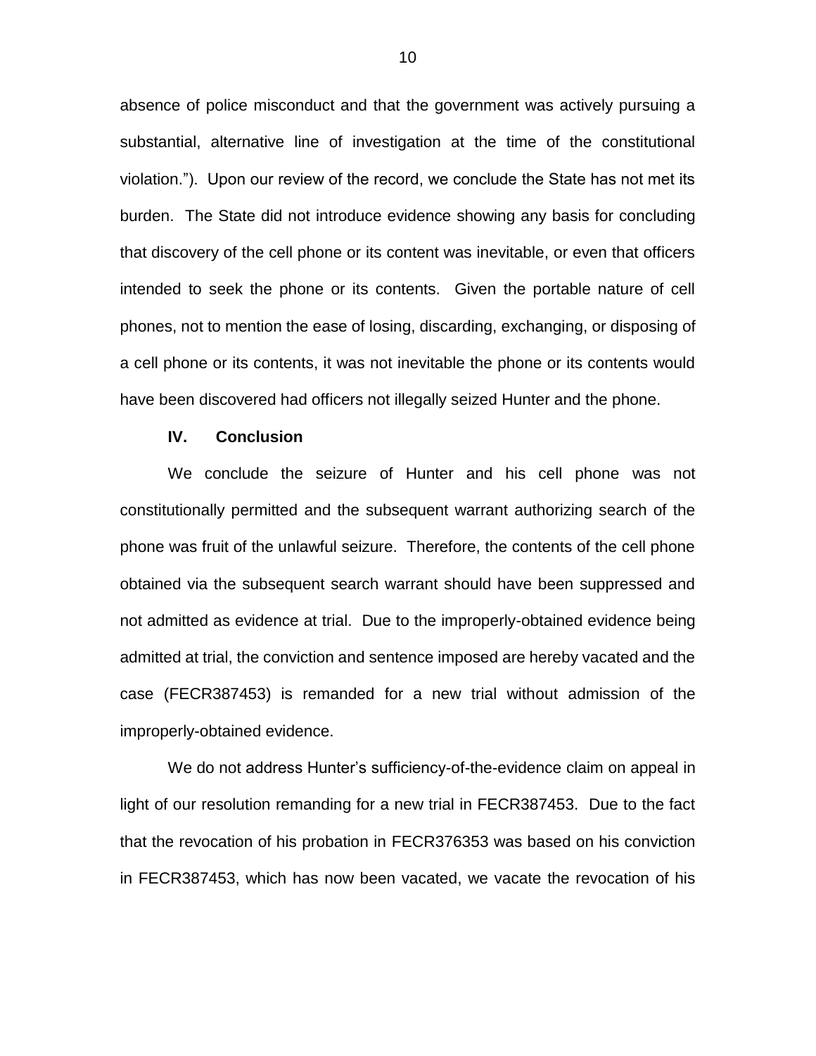absence of police misconduct and that the government was actively pursuing a substantial, alternative line of investigation at the time of the constitutional violation."). Upon our review of the record, we conclude the State has not met its burden. The State did not introduce evidence showing any basis for concluding that discovery of the cell phone or its content was inevitable, or even that officers intended to seek the phone or its contents. Given the portable nature of cell phones, not to mention the ease of losing, discarding, exchanging, or disposing of a cell phone or its contents, it was not inevitable the phone or its contents would have been discovered had officers not illegally seized Hunter and the phone.

## IV. Conclusion

We conclude the seizure of Hunter and his cell phone was not constitutionally permitted and the subsequent warrant authorizing search of the phone was fruit of the unlawful seizure. Therefore, the contents of the cell phone obtained via the subsequent search warrant should have been suppressed and not admitted as evidence at trial. Due to the improperly-obtained evidence being admitted at trial, the conviction and sentence imposed are hereby vacated and the case (FECR387453) is remanded for a new trial without admission of the improperly-obtained evidence.

We do not address Hunter's sufficiency-of-the-evidence claim on appeal in light of our resolution remanding for a new trial in FECR387453. Due to the fact that the revocation of his probation in FECR376353 was based on his conviction in FECR387453, which has now been vacated, we vacate the revocation of his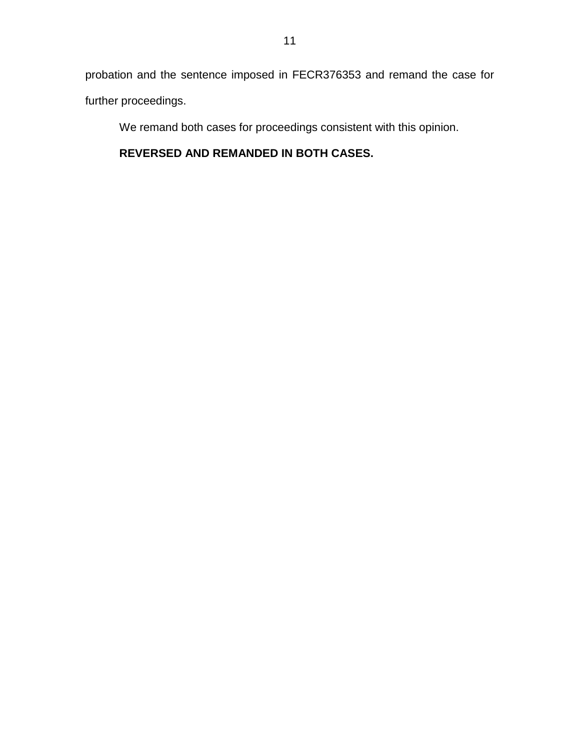probation and the sentence imposed in FECR376353 and remand the case for further proceedings.

We remand both cases for proceedings consistent with this opinion.

**REVERSED AND REMANDED IN BOTH CASES.**